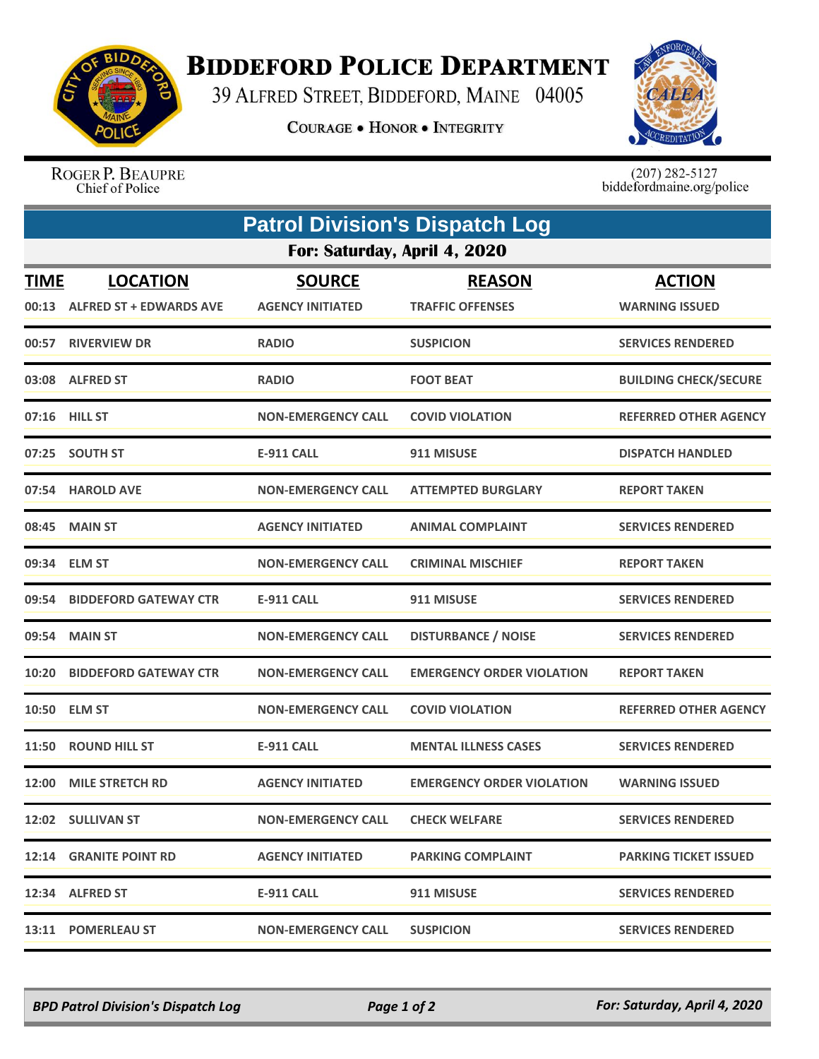# Biddeford Police Department

39 Alfred Street, Biddeford, Maine 04005

Courage • Honor • Integrity

Roger P. Beaupre
Chief of Police

(207) 282-5127
biddefordmaine.org/police

## Patrol Division's Dispatch Log

### For: Saturday, April 4, 2020

| TIME | LOCATION | SOURCE | REASON | ACTION |
|---|---|---|---|---|
| 00:13 | ALFRED ST + EDWARDS AVE | AGENCY INITIATED | TRAFFIC OFFENSES | WARNING ISSUED |
| 00:57 | RIVERVIEW DR | RADIO | SUSPICION | SERVICES RENDERED |
| 03:08 | ALFRED ST | RADIO | FOOT BEAT | BUILDING CHECK/SECURE |
| 07:16 | HILL ST | NON-EMERGENCY CALL | COVID VIOLATION | REFERRED OTHER AGENCY |
| 07:25 | SOUTH ST | E-911 CALL | 911 MISUSE | DISPATCH HANDLED |
| 07:54 | HAROLD AVE | NON-EMERGENCY CALL | ATTEMPTED BURGLARY | REPORT TAKEN |
| 08:45 | MAIN ST | AGENCY INITIATED | ANIMAL COMPLAINT | SERVICES RENDERED |
| 09:34 | ELM ST | NON-EMERGENCY CALL | CRIMINAL MISCHIEF | REPORT TAKEN |
| 09:54 | BIDDEFORD GATEWAY CTR | E-911 CALL | 911 MISUSE | SERVICES RENDERED |
| 09:54 | MAIN ST | NON-EMERGENCY CALL | DISTURBANCE / NOISE | SERVICES RENDERED |
| 10:20 | BIDDEFORD GATEWAY CTR | NON-EMERGENCY CALL | EMERGENCY ORDER VIOLATION | REPORT TAKEN |
| 10:50 | ELM ST | NON-EMERGENCY CALL | COVID VIOLATION | REFERRED OTHER AGENCY |
| 11:50 | ROUND HILL ST | E-911 CALL | MENTAL ILLNESS CASES | SERVICES RENDERED |
| 12:00 | MILE STRETCH RD | AGENCY INITIATED | EMERGENCY ORDER VIOLATION | WARNING ISSUED |
| 12:02 | SULLIVAN ST | NON-EMERGENCY CALL | CHECK WELFARE | SERVICES RENDERED |
| 12:14 | GRANITE POINT RD | AGENCY INITIATED | PARKING COMPLAINT | PARKING TICKET ISSUED |
| 12:34 | ALFRED ST | E-911 CALL | 911 MISUSE | SERVICES RENDERED |
| 13:11 | POMERLEAU ST | NON-EMERGENCY CALL | SUSPICION | SERVICES RENDERED |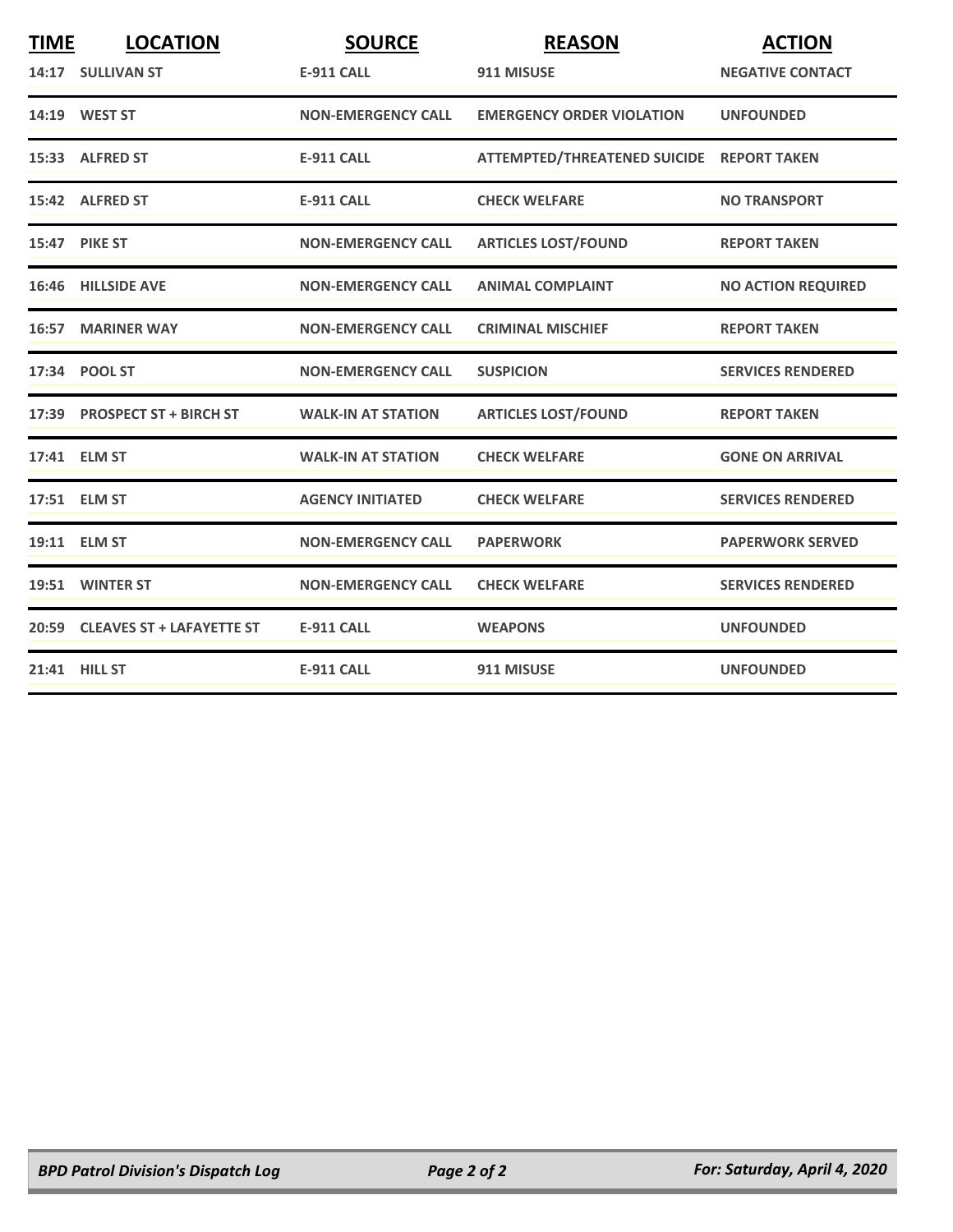| TIME | LOCATION | SOURCE | REASON | ACTION |
| --- | --- | --- | --- | --- |
| 14:17 | SULLIVAN ST | E-911 CALL | 911 MISUSE | NEGATIVE CONTACT |
| 14:19 | WEST ST | NON-EMERGENCY CALL | EMERGENCY ORDER VIOLATION | UNFOUNDED |
| 15:33 | ALFRED ST | E-911 CALL | ATTEMPTED/THREATENED SUICIDE | REPORT TAKEN |
| 15:42 | ALFRED ST | E-911 CALL | CHECK WELFARE | NO TRANSPORT |
| 15:47 | PIKE ST | NON-EMERGENCY CALL | ARTICLES LOST/FOUND | REPORT TAKEN |
| 16:46 | HILLSIDE AVE | NON-EMERGENCY CALL | ANIMAL COMPLAINT | NO ACTION REQUIRED |
| 16:57 | MARINER WAY | NON-EMERGENCY CALL | CRIMINAL MISCHIEF | REPORT TAKEN |
| 17:34 | POOL ST | NON-EMERGENCY CALL | SUSPICION | SERVICES RENDERED |
| 17:39 | PROSPECT ST + BIRCH ST | WALK-IN AT STATION | ARTICLES LOST/FOUND | REPORT TAKEN |
| 17:41 | ELM ST | WALK-IN AT STATION | CHECK WELFARE | GONE ON ARRIVAL |
| 17:51 | ELM ST | AGENCY INITIATED | CHECK WELFARE | SERVICES RENDERED |
| 19:11 | ELM ST | NON-EMERGENCY CALL | PAPERWORK | PAPERWORK SERVED |
| 19:51 | WINTER ST | NON-EMERGENCY CALL | CHECK WELFARE | SERVICES RENDERED |
| 20:59 | CLEAVES ST + LAFAYETTE ST | E-911 CALL | WEAPONS | UNFOUNDED |
| 21:41 | HILL ST | E-911 CALL | 911 MISUSE | UNFOUNDED |